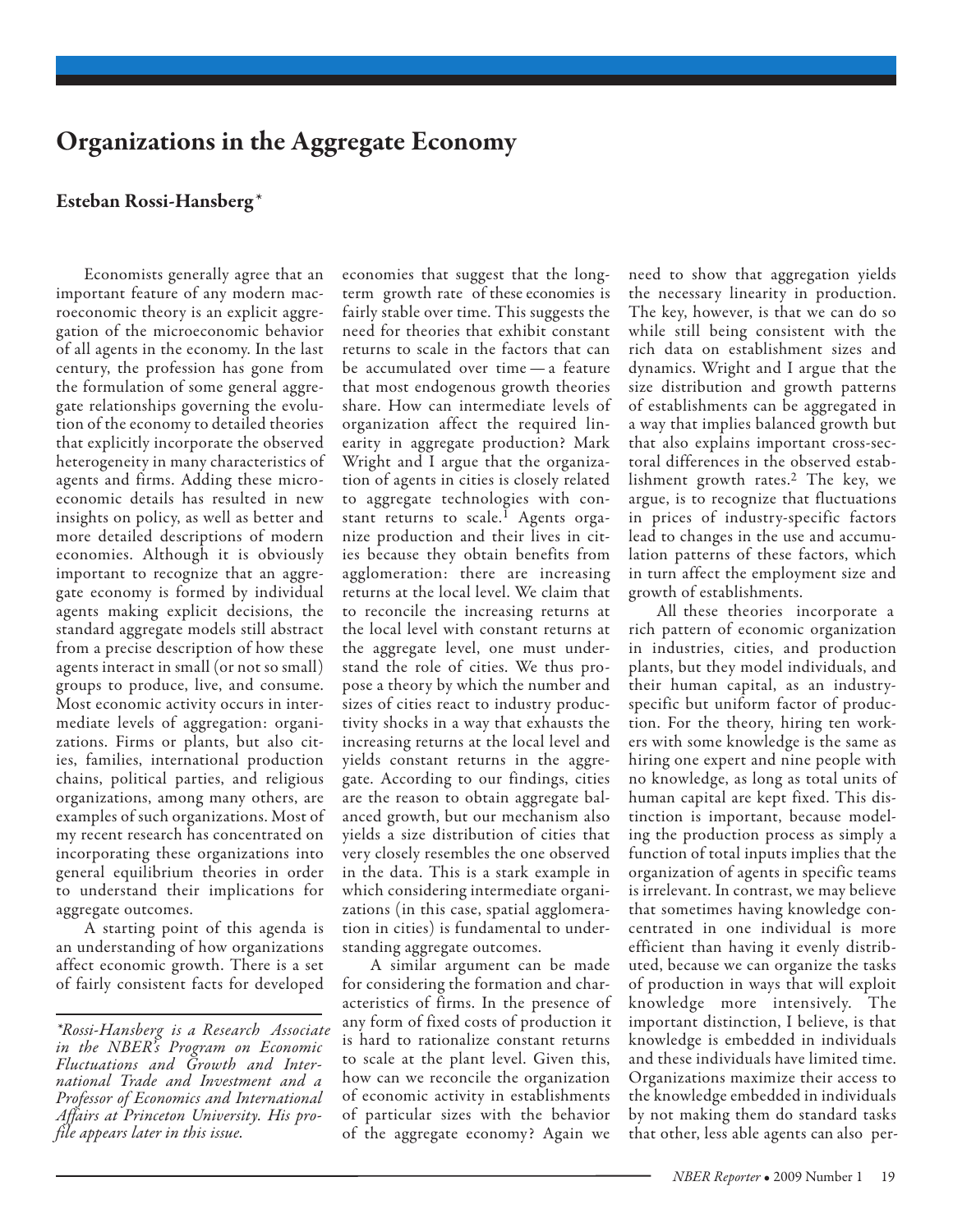# Organizations in the Aggregate Economy

## Esteban Rossi-Hansberg*

Economists generally agree that an important feature of any modern macroeconomic theory is an explicit aggregation of the microeconomic behavior of all agents in the economy. In the last century, the profession has gone from the formulation of some general aggregate relationships governing the evolution of the economy to detailed theories that explicitly incorporate the observed heterogeneity in many characteristics of agents and firms. Adding these microeconomic details has resulted in new insights on policy, as well as better and more detailed descriptions of modern economies. Although it is obviously important to recognize that an aggregate economy is formed by individual agents making explicit decisions, the standard aggregate models still abstract from a precise description of how these agents interact in small (or not so small) groups to produce, live, and consume. Most economic activity occurs in intermediate levels of aggregation: organizations. Firms or plants, but also cities, families, international production chains, political parties, and religious organizations, among many others, are examples of such organizations. Most of my recent research has concentrated on incorporating these organizations into general equilibrium theories in order to understand their implications for aggregate outcomes.

A starting point of this agenda is an understanding of how organizations affect economic growth. There is a set of fairly consistent facts for developed economies that suggest that the long-term growth rate of these economies is fairly stable over time. This suggests the need for theories that exhibit constant returns to scale in the factors that can be accumulated over time — a feature that most endogenous growth theories share. How can intermediate levels of organization affect the required linearity in aggregate production? Mark Wright and I argue that the organization of agents in cities is closely related to aggregate technologies with constant returns to scale.[1] Agents organize production and their lives in cities because they obtain benefits from agglomeration: there are increasing returns at the local level. We claim that to reconcile the increasing returns at the local level with constant returns at the aggregate level, one must understand the role of cities. We thus propose a theory by which the number and sizes of cities react to industry productivity shocks in a way that exhausts the increasing returns at the local level and yields constant returns in the aggregate. According to our findings, cities are the reason to obtain aggregate balanced growth, but our mechanism also yields a size distribution of cities that very closely resembles the one observed in the data. This is a stark example in which considering intermediate organizations (in this case, spatial agglomeration in cities) is fundamental to understanding aggregate outcomes.

A similar argument can be made for considering the formation and characteristics of firms. In the presence of any form of fixed costs of production it is hard to rationalize constant returns to scale at the plant level. Given this, how can we reconcile the organization of economic activity in establishments of particular sizes with the behavior of the aggregate economy? Again we need to show that aggregation yields the necessary linearity in production. The key, however, is that we can do so while still being consistent with the rich data on establishment sizes and dynamics. Wright and I argue that the size distribution and growth patterns of establishments can be aggregated in a way that implies balanced growth but that also explains important cross-sectoral differences in the observed establishment growth rates.[2] The key, we argue, is to recognize that fluctuations in prices of industry-specific factors lead to changes in the use and accumulation patterns of these factors, which in turn affect the employment size and growth of establishments.

All these theories incorporate a rich pattern of economic organization in industries, cities, and production plants, but they model individuals, and their human capital, as an industry-specific but uniform factor of production. For the theory, hiring ten workers with some knowledge is the same as hiring one expert and nine people with no knowledge, as long as total units of human capital are kept fixed. This distinction is important, because modeling the production process as simply a function of total inputs implies that the organization of agents in specific teams is irrelevant. In contrast, we may believe that sometimes having knowledge concentrated in one individual is more efficient than having it evenly distributed, because we can organize the tasks of production in ways that will exploit knowledge more intensively. The important distinction, I believe, is that knowledge is embedded in individuals and these individuals have limited time. Organizations maximize their access to the knowledge embedded in individuals by not making them do standard tasks that other, less able agents can also per-

---

*\*Rossi-Hansberg is a Research Associate in the NBER's Program on Economic Fluctuations and Growth and International Trade and Investment and a Professor of Economics and International Affairs at Princeton University. His profile appears later in this issue.*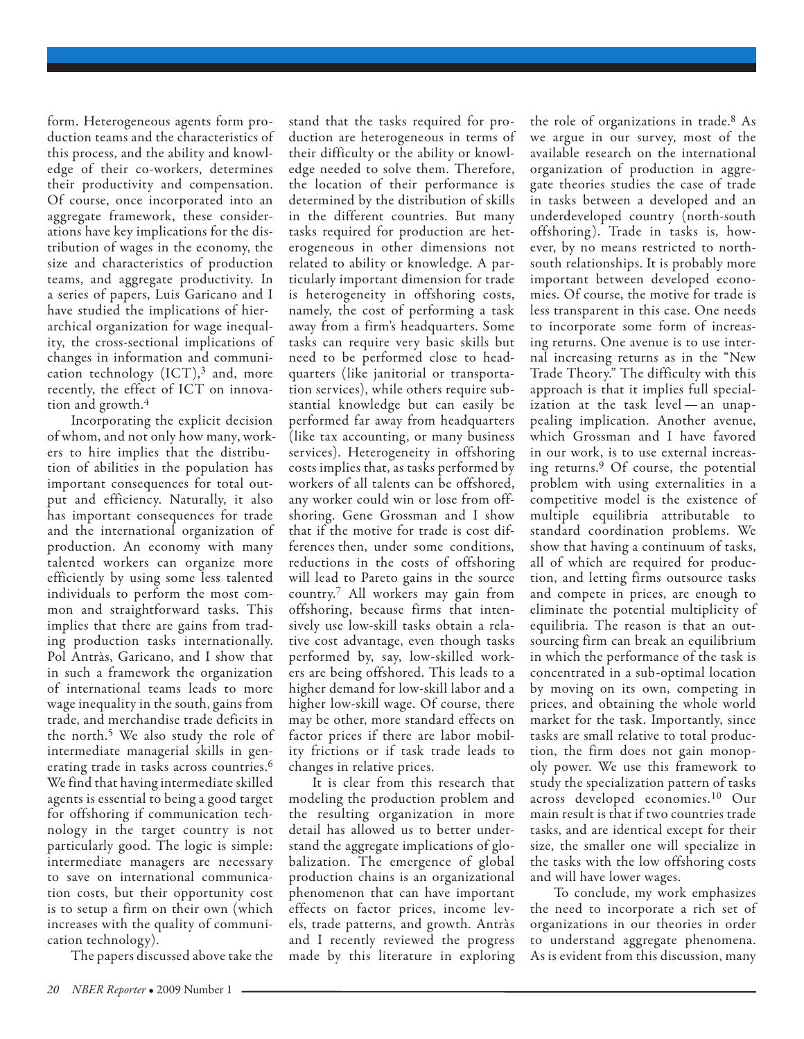form. Heterogeneous agents form production teams and the characteristics of this process, and the ability and knowledge of their co-workers, determines their productivity and compensation. Of course, once incorporated into an aggregate framework, these considerations have key implications for the distribution of wages in the economy, the size and characteristics of production teams, and aggregate productivity. In a series of papers, Luis Garicano and I have studied the implications of hierarchical organization for wage inequality, the cross-sectional implications of changes in information and communication technology (ICT),[3] and, more recently, the effect of ICT on innovation and growth.[4]

Incorporating the explicit decision of whom, and not only how many, workers to hire implies that the distribution of abilities in the population has important consequences for total output and efficiency. Naturally, it also has important consequences for trade and the international organization of production. An economy with many talented workers can organize more efficiently by using some less talented individuals to perform the most common and straightforward tasks. This implies that there are gains from trading production tasks internationally. Pol Antràs, Garicano, and I show that in such a framework the organization of international teams leads to more wage inequality in the south, gains from trade, and merchandise trade deficits in the north.[5] We also study the role of intermediate managerial skills in generating trade in tasks across countries.[6] We find that having intermediate skilled agents is essential to being a good target for offshoring if communication technology in the target country is not particularly good. The logic is simple: intermediate managers are necessary to save on international communication costs, but their opportunity cost is to setup a firm on their own (which increases with the quality of communication technology).

The papers discussed above take the stand that the tasks required for production are heterogeneous in terms of their difficulty or the ability or knowledge needed to solve them. Therefore, the location of their performance is determined by the distribution of skills in the different countries. But many tasks required for production are heterogeneous in other dimensions not related to ability or knowledge. A particularly important dimension for trade is heterogeneity in offshoring costs, namely, the cost of performing a task away from a firm's headquarters. Some tasks can require very basic skills but need to be performed close to headquarters (like janitorial or transportation services), while others require substantial knowledge but can easily be performed far away from headquarters (like tax accounting, or many business services). Heterogeneity in offshoring costs implies that, as tasks performed by workers of all talents can be offshored, any worker could win or lose from offshoring. Gene Grossman and I show that if the motive for trade is cost differences then, under some conditions, reductions in the costs of offshoring will lead to Pareto gains in the source country.[7] All workers may gain from offshoring, because firms that intensively use low-skill tasks obtain a relative cost advantage, even though tasks performed by, say, low-skilled workers are being offshored. This leads to a higher demand for low-skill labor and a higher low-skill wage. Of course, there may be other, more standard effects on factor prices if there are labor mobility frictions or if task trade leads to changes in relative prices.

It is clear from this research that modeling the production problem and the resulting organization in more detail has allowed us to better understand the aggregate implications of globalization. The emergence of global production chains is an organizational phenomenon that can have important effects on factor prices, income levels, trade patterns, and growth. Antràs and I recently reviewed the progress made by this literature in exploring the role of organizations in trade.[8] As we argue in our survey, most of the available research on the international organization of production in aggregate theories studies the case of trade in tasks between a developed and an underdeveloped country (north-south offshoring). Trade in tasks is, however, by no means restricted to north-south relationships. It is probably more important between developed economies. Of course, the motive for trade is less transparent in this case. One needs to incorporate some form of increasing returns. One avenue is to use internal increasing returns as in the "New Trade Theory." The difficulty with this approach is that it implies full specialization at the task level — an unappealing implication. Another avenue, which Grossman and I have favored in our work, is to use external increasing returns.[9] Of course, the potential problem with using externalities in a competitive model is the existence of multiple equilibria attributable to standard coordination problems. We show that having a continuum of tasks, all of which are required for production, and letting firms outsource tasks and compete in prices, are enough to eliminate the potential multiplicity of equilibria. The reason is that an outsourcing firm can break an equilibrium in which the performance of the task is concentrated in a sub-optimal location by moving on its own, competing in prices, and obtaining the whole world market for the task. Importantly, since tasks are small relative to total production, the firm does not gain monopoly power. We use this framework to study the specialization pattern of tasks across developed economies.[10] Our main result is that if two countries trade tasks, and are identical except for their size, the smaller one will specialize in the tasks with the low offshoring costs and will have lower wages.

To conclude, my work emphasizes the need to incorporate a rich set of organizations in our theories in order to understand aggregate phenomena. As is evident from this discussion, many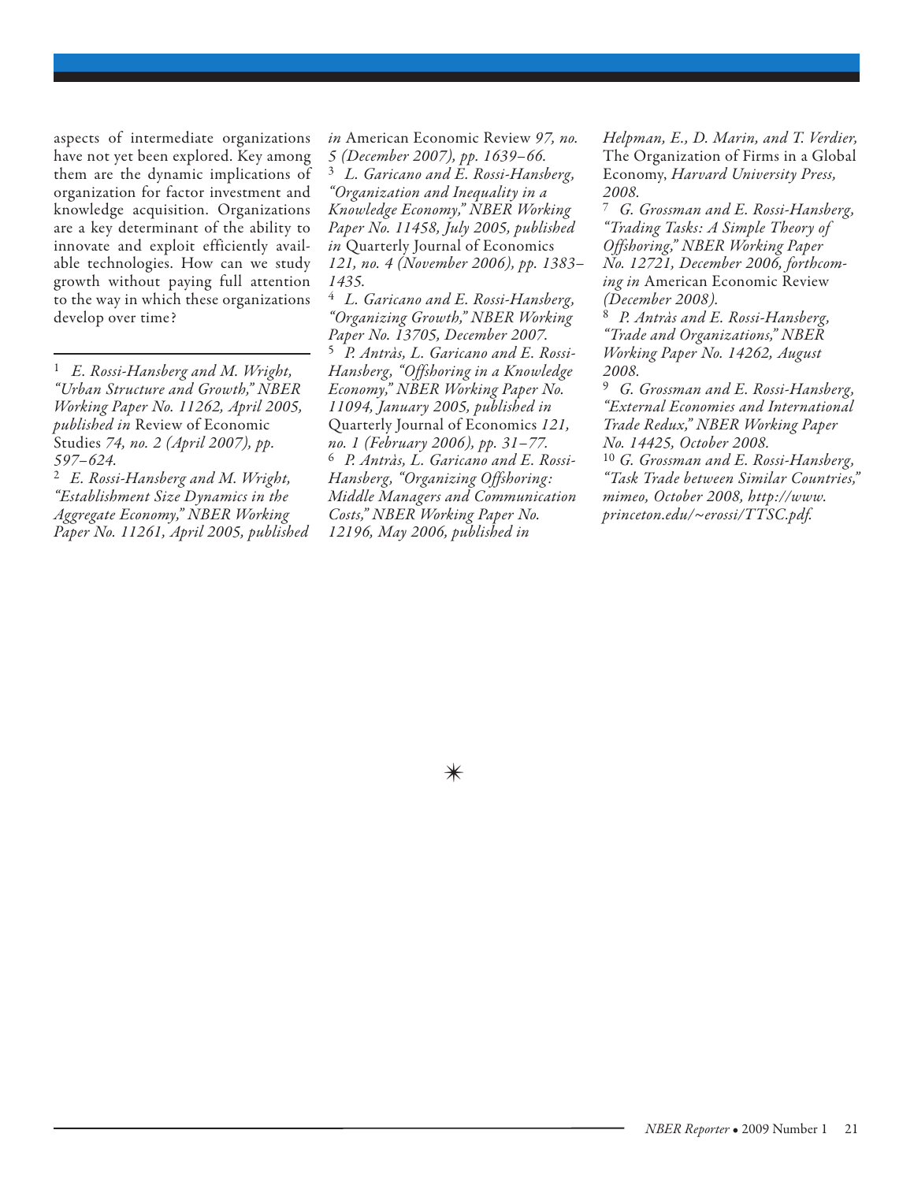aspects of intermediate organizations have not yet been explored. Key among them are the dynamic implications of organization for factor investment and knowledge acquisition. Organizations are a key determinant of the ability to innovate and exploit efficiently available technologies. How can we study growth without paying full attention to the way in which these organizations develop over time?

---

[1] *E. Rossi-Hansberg and M. Wright, "Urban Structure and Growth," NBER Working Paper No. 11262, April 2005, published in* Review of Economic Studies *74, no. 2 (April 2007), pp. 597–624.*

[2] *E. Rossi-Hansberg and M. Wright, "Establishment Size Dynamics in the Aggregate Economy," NBER Working Paper No. 11261, April 2005, published in* American Economic Review *97, no. 5 (December 2007), pp. 1639–66.*

[3] *L. Garicano and E. Rossi-Hansberg, "Organization and Inequality in a Knowledge Economy," NBER Working Paper No. 11458, July 2005, published in* Quarterly Journal of Economics *121, no. 4 (November 2006), pp. 1383–1435.*

[4] *L. Garicano and E. Rossi-Hansberg, "Organizing Growth," NBER Working Paper No. 13705, December 2007.*

[5] *P. Antràs, L. Garicano and E. Rossi-Hansberg, "Offshoring in a Knowledge Economy," NBER Working Paper No. 11094, January 2005, published in* Quarterly Journal of Economics *121, no. 1 (February 2006), pp. 31–77.*

[6] *P. Antràs, L. Garicano and E. Rossi-Hansberg, "Organizing Offshoring: Middle Managers and Communication Costs," NBER Working Paper No. 12196, May 2006, published in Helpman, E., D. Marin, and T. Verdier,* The Organization of Firms in a Global Economy, *Harvard University Press, 2008.*

[7] *G. Grossman and E. Rossi-Hansberg, "Trading Tasks: A Simple Theory of Offshoring," NBER Working Paper No. 12721, December 2006, forthcoming in* American Economic Review *(December 2008).*

[8] *P. Antràs and E. Rossi-Hansberg, "Trade and Organizations," NBER Working Paper No. 14262, August 2008.*

[9] *G. Grossman and E. Rossi-Hansberg, "External Economies and International Trade Redux," NBER Working Paper No. 14425, October 2008.*

[10] *G. Grossman and E. Rossi-Hansberg, "Task Trade between Similar Countries," mimeo, October 2008, http://www.princeton.edu/~erossi/TTSC.pdf.*

✳